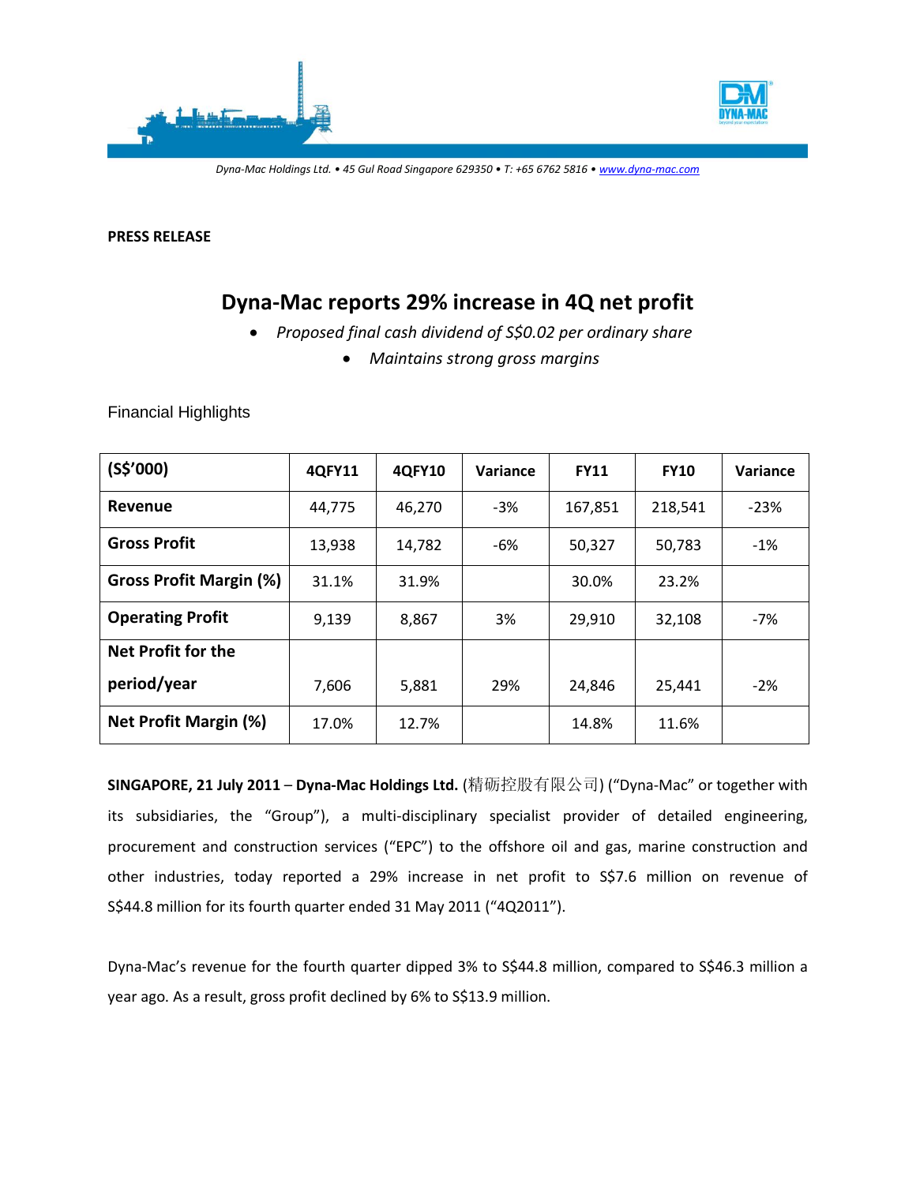Dyna-Mac Holdings Ltd. • 45 Gul Road Singapore 629350 • T: +65 6762 5816 • www.dyna-mac.com

**PRESS RELEASE**

# Dyna-Mac reports 29% increase in 4Q net profit

- *Proposed final cash dividend of S$0.02 per ordinary share*
- *Maintains strong gross margins*

Financial Highlights

| (S$'000) | 4QFY11 | 4QFY10 | Variance | FY11 | FY10 | Variance |
|---|---|---|---|---|---|---|
| **Revenue** | 44,775 | 46,270 | -3% | 167,851 | 218,541 | -23% |
| **Gross Profit** | 13,938 | 14,782 | -6% | 50,327 | 50,783 | -1% |
| **Gross Profit Margin (%)** | 31.1% | 31.9% | | 30.0% | 23.2% | |
| **Operating Profit** | 9,139 | 8,867 | 3% | 29,910 | 32,108 | -7% |
| **Net Profit for the period/year** | 7,606 | 5,881 | 29% | 24,846 | 25,441 | -2% |
| **Net Profit Margin (%)** | 17.0% | 12.7% | | 14.8% | 11.6% | |

**SINGAPORE, 21 July 2011** – **Dyna-Mac Holdings Ltd.** (精砺控股有限公司) ("Dyna-Mac" or together with its subsidiaries, the "Group"), a multi-disciplinary specialist provider of detailed engineering, procurement and construction services ("EPC") to the offshore oil and gas, marine construction and other industries, today reported a 29% increase in net profit to S$7.6 million on revenue of S$44.8 million for its fourth quarter ended 31 May 2011 ("4Q2011").

Dyna-Mac's revenue for the fourth quarter dipped 3% to S$44.8 million, compared to S$46.3 million a year ago. As a result, gross profit declined by 6% to S$13.9 million.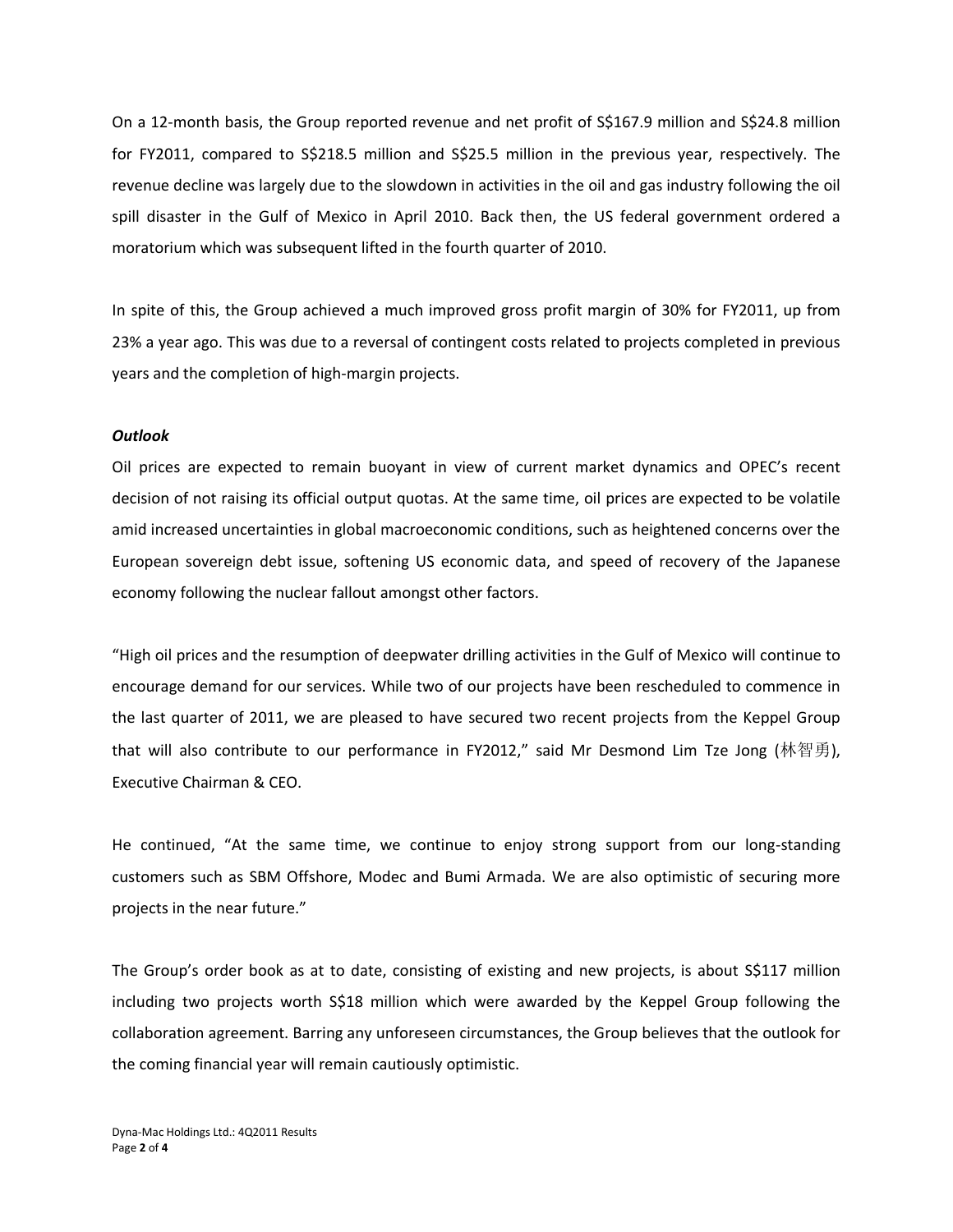On a 12-month basis, the Group reported revenue and net profit of S$167.9 million and S$24.8 million for FY2011, compared to S$218.5 million and S$25.5 million in the previous year, respectively. The revenue decline was largely due to the slowdown in activities in the oil and gas industry following the oil spill disaster in the Gulf of Mexico in April 2010. Back then, the US federal government ordered a moratorium which was subsequent lifted in the fourth quarter of 2010.

In spite of this, the Group achieved a much improved gross profit margin of 30% for FY2011, up from 23% a year ago. This was due to a reversal of contingent costs related to projects completed in previous years and the completion of high-margin projects.

***Outlook***

Oil prices are expected to remain buoyant in view of current market dynamics and OPEC's recent decision of not raising its official output quotas. At the same time, oil prices are expected to be volatile amid increased uncertainties in global macroeconomic conditions, such as heightened concerns over the European sovereign debt issue, softening US economic data, and speed of recovery of the Japanese economy following the nuclear fallout amongst other factors.

"High oil prices and the resumption of deepwater drilling activities in the Gulf of Mexico will continue to encourage demand for our services. While two of our projects have been rescheduled to commence in the last quarter of 2011, we are pleased to have secured two recent projects from the Keppel Group that will also contribute to our performance in FY2012," said Mr Desmond Lim Tze Jong (林智勇), Executive Chairman & CEO.

He continued, "At the same time, we continue to enjoy strong support from our long-standing customers such as SBM Offshore, Modec and Bumi Armada. We are also optimistic of securing more projects in the near future."

The Group's order book as at to date, consisting of existing and new projects, is about S$117 million including two projects worth S$18 million which were awarded by the Keppel Group following the collaboration agreement. Barring any unforeseen circumstances, the Group believes that the outlook for the coming financial year will remain cautiously optimistic.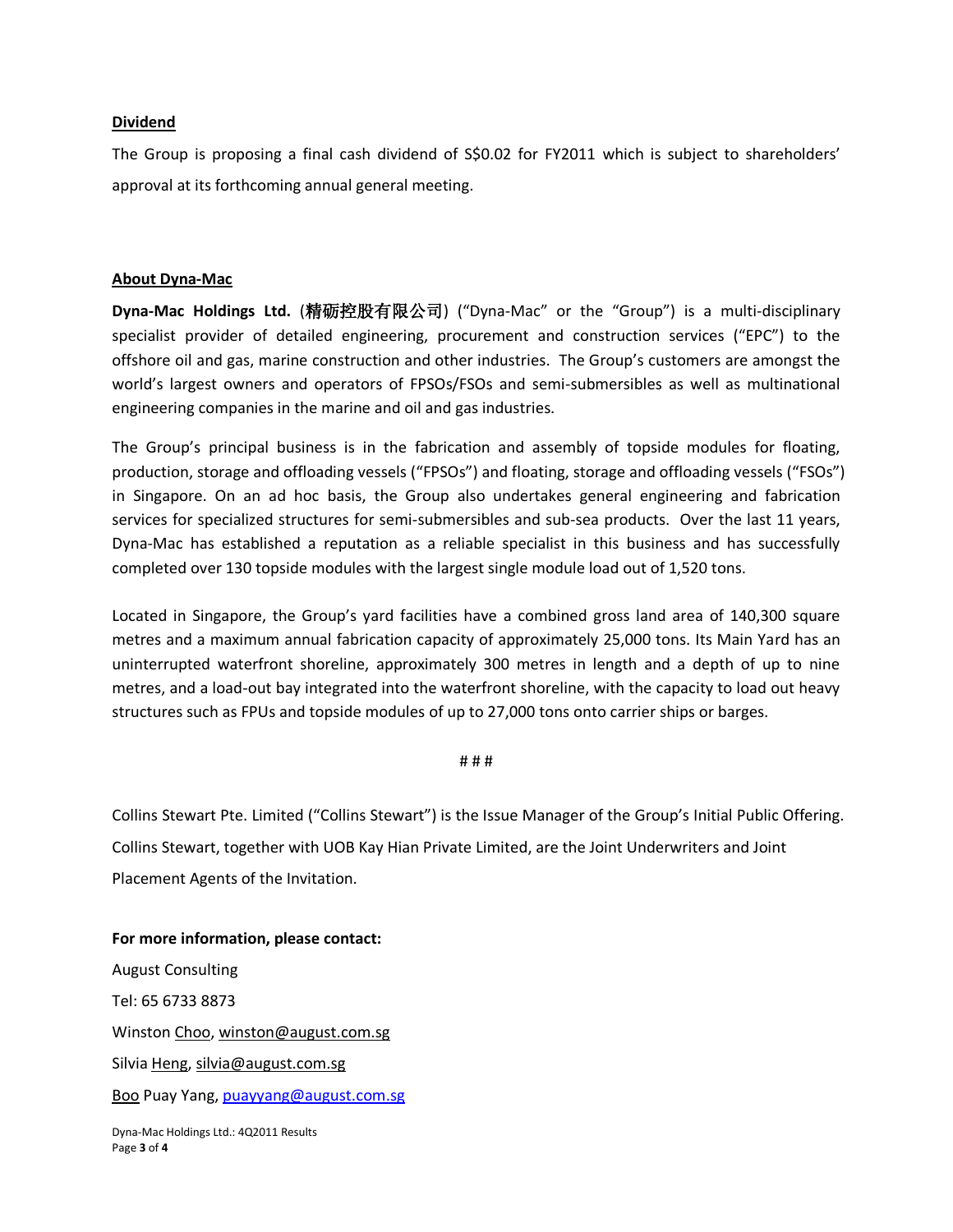## Dividend

The Group is proposing a final cash dividend of S$0.02 for FY2011 which is subject to shareholders' approval at its forthcoming annual general meeting.

## About Dyna-Mac

**Dyna-Mac Holdings Ltd.** (**精砺控股有限公司**) ("Dyna-Mac" or the "Group") is a multi-disciplinary specialist provider of detailed engineering, procurement and construction services ("EPC") to the offshore oil and gas, marine construction and other industries. The Group's customers are amongst the world's largest owners and operators of FPSOs/FSOs and semi-submersibles as well as multinational engineering companies in the marine and oil and gas industries.

The Group's principal business is in the fabrication and assembly of topside modules for floating, production, storage and offloading vessels ("FPSOs") and floating, storage and offloading vessels ("FSOs") in Singapore. On an ad hoc basis, the Group also undertakes general engineering and fabrication services for specialized structures for semi-submersibles and sub-sea products. Over the last 11 years, Dyna-Mac has established a reputation as a reliable specialist in this business and has successfully completed over 130 topside modules with the largest single module load out of 1,520 tons.

Located in Singapore, the Group's yard facilities have a combined gross land area of 140,300 square metres and a maximum annual fabrication capacity of approximately 25,000 tons. Its Main Yard has an uninterrupted waterfront shoreline, approximately 300 metres in length and a depth of up to nine metres, and a load-out bay integrated into the waterfront shoreline, with the capacity to load out heavy structures such as FPUs and topside modules of up to 27,000 tons onto carrier ships or barges.

# # #

Collins Stewart Pte. Limited ("Collins Stewart") is the Issue Manager of the Group's Initial Public Offering. Collins Stewart, together with UOB Kay Hian Private Limited, are the Joint Underwriters and Joint Placement Agents of the Invitation.

**For more information, please contact:**

August Consulting

Tel: 65 6733 8873

Winston Choo, winston@august.com.sg

Silvia Heng, silvia@august.com.sg

Boo Puay Yang, puayyang@august.com.sg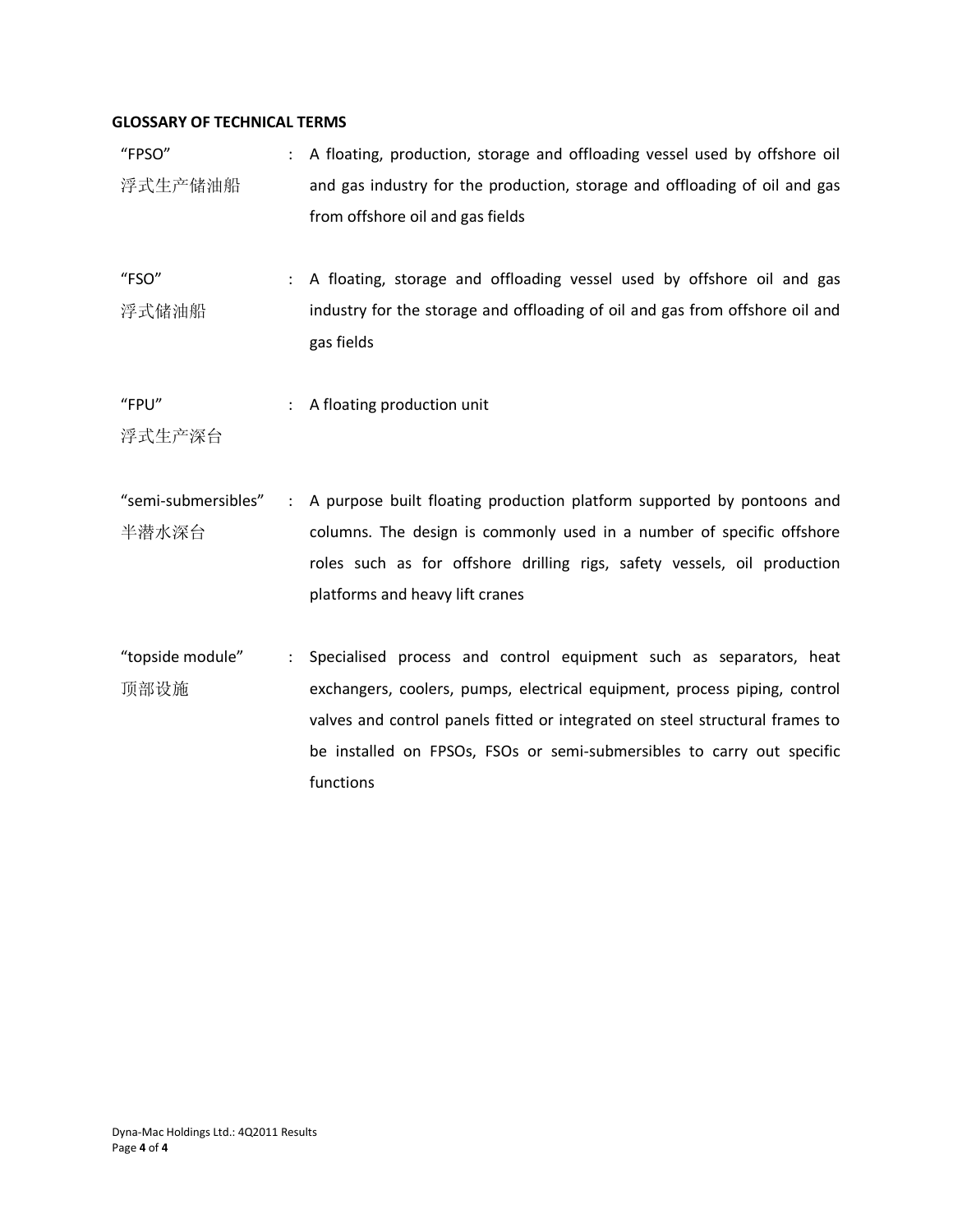**GLOSSARY OF TECHNICAL TERMS**

| | | |
|---|---|---|
| "FPSO" 浮式生产储油船 | : | A floating, production, storage and offloading vessel used by offshore oil and gas industry for the production, storage and offloading of oil and gas from offshore oil and gas fields |
| "FSO" 浮式储油船 | : | A floating, storage and offloading vessel used by offshore oil and gas industry for the storage and offloading of oil and gas from offshore oil and gas fields |
| "FPU" 浮式生产深台 | : | A floating production unit |
| "semi-submersibles" 半潜水深台 | : | A purpose built floating production platform supported by pontoons and columns. The design is commonly used in a number of specific offshore roles such as for offshore drilling rigs, safety vessels, oil production platforms and heavy lift cranes |
| "topside module" 顶部设施 | : | Specialised process and control equipment such as separators, heat exchangers, coolers, pumps, electrical equipment, process piping, control valves and control panels fitted or integrated on steel structural frames to be installed on FPSOs, FSOs or semi-submersibles to carry out specific functions |